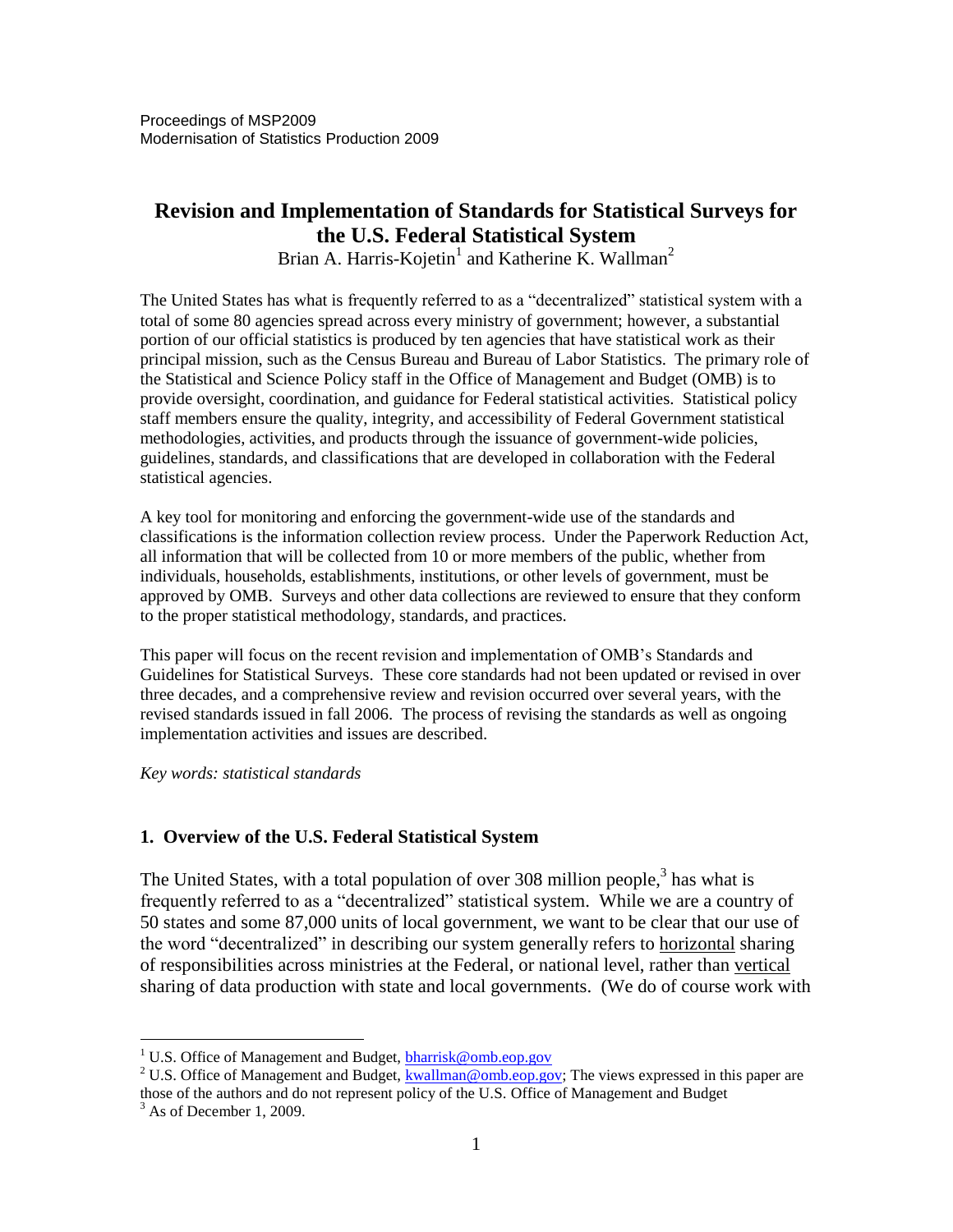Proceedings of MSP2009
Modernisation of Statistics Production 2009

# Revision and Implementation of Standards for Statistical Surveys for the U.S. Federal Statistical System

Brian A. Harris-Kojetin[1] and Katherine K. Wallman[2]

The United States has what is frequently referred to as a "decentralized" statistical system with a total of some 80 agencies spread across every ministry of government; however, a substantial portion of our official statistics is produced by ten agencies that have statistical work as their principal mission, such as the Census Bureau and Bureau of Labor Statistics. The primary role of the Statistical and Science Policy staff in the Office of Management and Budget (OMB) is to provide oversight, coordination, and guidance for Federal statistical activities. Statistical policy staff members ensure the quality, integrity, and accessibility of Federal Government statistical methodologies, activities, and products through the issuance of government-wide policies, guidelines, standards, and classifications that are developed in collaboration with the Federal statistical agencies.

A key tool for monitoring and enforcing the government-wide use of the standards and classifications is the information collection review process. Under the Paperwork Reduction Act, all information that will be collected from 10 or more members of the public, whether from individuals, households, establishments, institutions, or other levels of government, must be approved by OMB. Surveys and other data collections are reviewed to ensure that they conform to the proper statistical methodology, standards, and practices.

This paper will focus on the recent revision and implementation of OMB's Standards and Guidelines for Statistical Surveys. These core standards had not been updated or revised in over three decades, and a comprehensive review and revision occurred over several years, with the revised standards issued in fall 2006. The process of revising the standards as well as ongoing implementation activities and issues are described.

*Key words: statistical standards*

## 1. Overview of the U.S. Federal Statistical System

The United States, with a total population of over 308 million people,[3] has what is frequently referred to as a "decentralized" statistical system. While we are a country of 50 states and some 87,000 units of local government, we want to be clear that our use of the word "decentralized" in describing our system generally refers to horizontal sharing of responsibilities across ministries at the Federal, or national level, rather than vertical sharing of data production with state and local governments. (We do of course work with

---

[1] U.S. Office of Management and Budget, bharrisk@omb.eop.gov

[2] U.S. Office of Management and Budget, kwallman@omb.eop.gov; The views expressed in this paper are those of the authors and do not represent policy of the U.S. Office of Management and Budget

[3] As of December 1, 2009.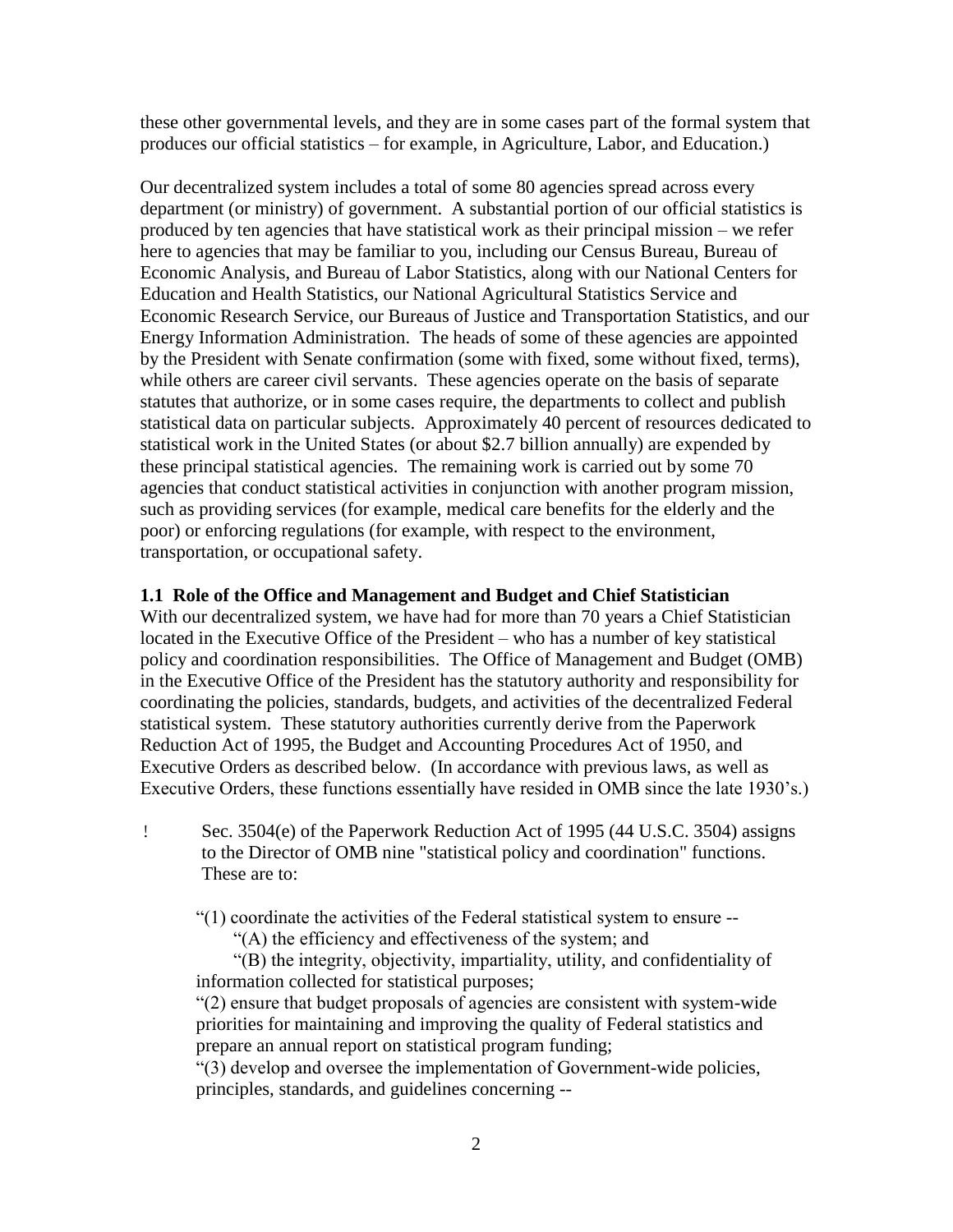these other governmental levels, and they are in some cases part of the formal system that produces our official statistics – for example, in Agriculture, Labor, and Education.)

Our decentralized system includes a total of some 80 agencies spread across every department (or ministry) of government. A substantial portion of our official statistics is produced by ten agencies that have statistical work as their principal mission – we refer here to agencies that may be familiar to you, including our Census Bureau, Bureau of Economic Analysis, and Bureau of Labor Statistics, along with our National Centers for Education and Health Statistics, our National Agricultural Statistics Service and Economic Research Service, our Bureaus of Justice and Transportation Statistics, and our Energy Information Administration. The heads of some of these agencies are appointed by the President with Senate confirmation (some with fixed, some without fixed, terms), while others are career civil servants. These agencies operate on the basis of separate statutes that authorize, or in some cases require, the departments to collect and publish statistical data on particular subjects. Approximately 40 percent of resources dedicated to statistical work in the United States (or about $2.7 billion annually) are expended by these principal statistical agencies. The remaining work is carried out by some 70 agencies that conduct statistical activities in conjunction with another program mission, such as providing services (for example, medical care benefits for the elderly and the poor) or enforcing regulations (for example, with respect to the environment, transportation, or occupational safety.

**1.1 Role of the Office and Management and Budget and Chief Statistician**

With our decentralized system, we have had for more than 70 years a Chief Statistician located in the Executive Office of the President – who has a number of key statistical policy and coordination responsibilities. The Office of Management and Budget (OMB) in the Executive Office of the President has the statutory authority and responsibility for coordinating the policies, standards, budgets, and activities of the decentralized Federal statistical system. These statutory authorities currently derive from the Paperwork Reduction Act of 1995, the Budget and Accounting Procedures Act of 1950, and Executive Orders as described below. (In accordance with previous laws, as well as Executive Orders, these functions essentially have resided in OMB since the late 1930's.)

- Sec. 3504(e) of the Paperwork Reduction Act of 1995 (44 U.S.C. 3504) assigns to the Director of OMB nine "statistical policy and coordination" functions. These are to:

  "(1) coordinate the activities of the Federal statistical system to ensure --
  
  "(A) the efficiency and effectiveness of the system; and
  
  "(B) the integrity, objectivity, impartiality, utility, and confidentiality of information collected for statistical purposes;
  
  "(2) ensure that budget proposals of agencies are consistent with system-wide priorities for maintaining and improving the quality of Federal statistics and prepare an annual report on statistical program funding;
  
  "(3) develop and oversee the implementation of Government-wide policies, principles, standards, and guidelines concerning --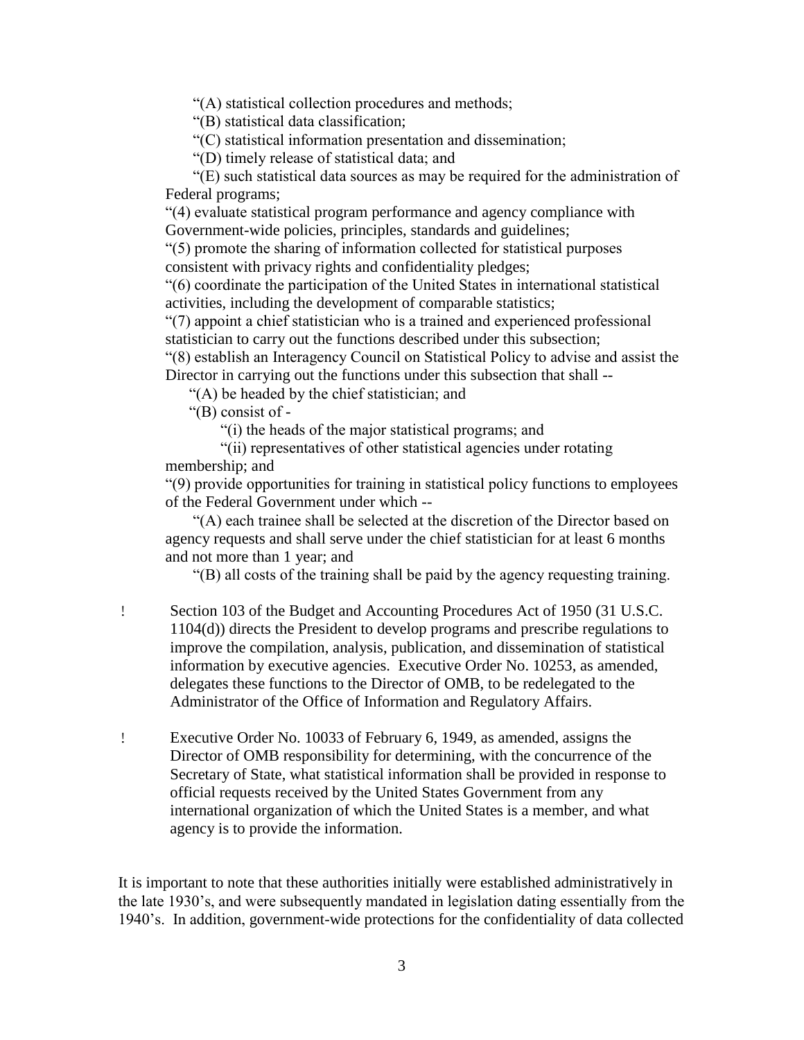"(A) statistical collection procedures and methods;

"(B) statistical data classification;

"(C) statistical information presentation and dissemination;

"(D) timely release of statistical data; and

"(E) such statistical data sources as may be required for the administration of Federal programs;

"(4) evaluate statistical program performance and agency compliance with Government-wide policies, principles, standards and guidelines;

"(5) promote the sharing of information collected for statistical purposes consistent with privacy rights and confidentiality pledges;

"(6) coordinate the participation of the United States in international statistical activities, including the development of comparable statistics;

"(7) appoint a chief statistician who is a trained and experienced professional statistician to carry out the functions described under this subsection;

"(8) establish an Interagency Council on Statistical Policy to advise and assist the Director in carrying out the functions under this subsection that shall --

"(A) be headed by the chief statistician; and

"(B) consist of -

"(i) the heads of the major statistical programs; and

"(ii) representatives of other statistical agencies under rotating membership; and

"(9) provide opportunities for training in statistical policy functions to employees of the Federal Government under which --

"(A) each trainee shall be selected at the discretion of the Director based on agency requests and shall serve under the chief statistician for at least 6 months and not more than 1 year; and

"(B) all costs of the training shall be paid by the agency requesting training.

- Section 103 of the Budget and Accounting Procedures Act of 1950 (31 U.S.C. 1104(d)) directs the President to develop programs and prescribe regulations to improve the compilation, analysis, publication, and dissemination of statistical information by executive agencies. Executive Order No. 10253, as amended, delegates these functions to the Director of OMB, to be redelegated to the Administrator of the Office of Information and Regulatory Affairs.

- Executive Order No. 10033 of February 6, 1949, as amended, assigns the Director of OMB responsibility for determining, with the concurrence of the Secretary of State, what statistical information shall be provided in response to official requests received by the United States Government from any international organization of which the United States is a member, and what agency is to provide the information.

It is important to note that these authorities initially were established administratively in the late 1930's, and were subsequently mandated in legislation dating essentially from the 1940's. In addition, government-wide protections for the confidentiality of data collected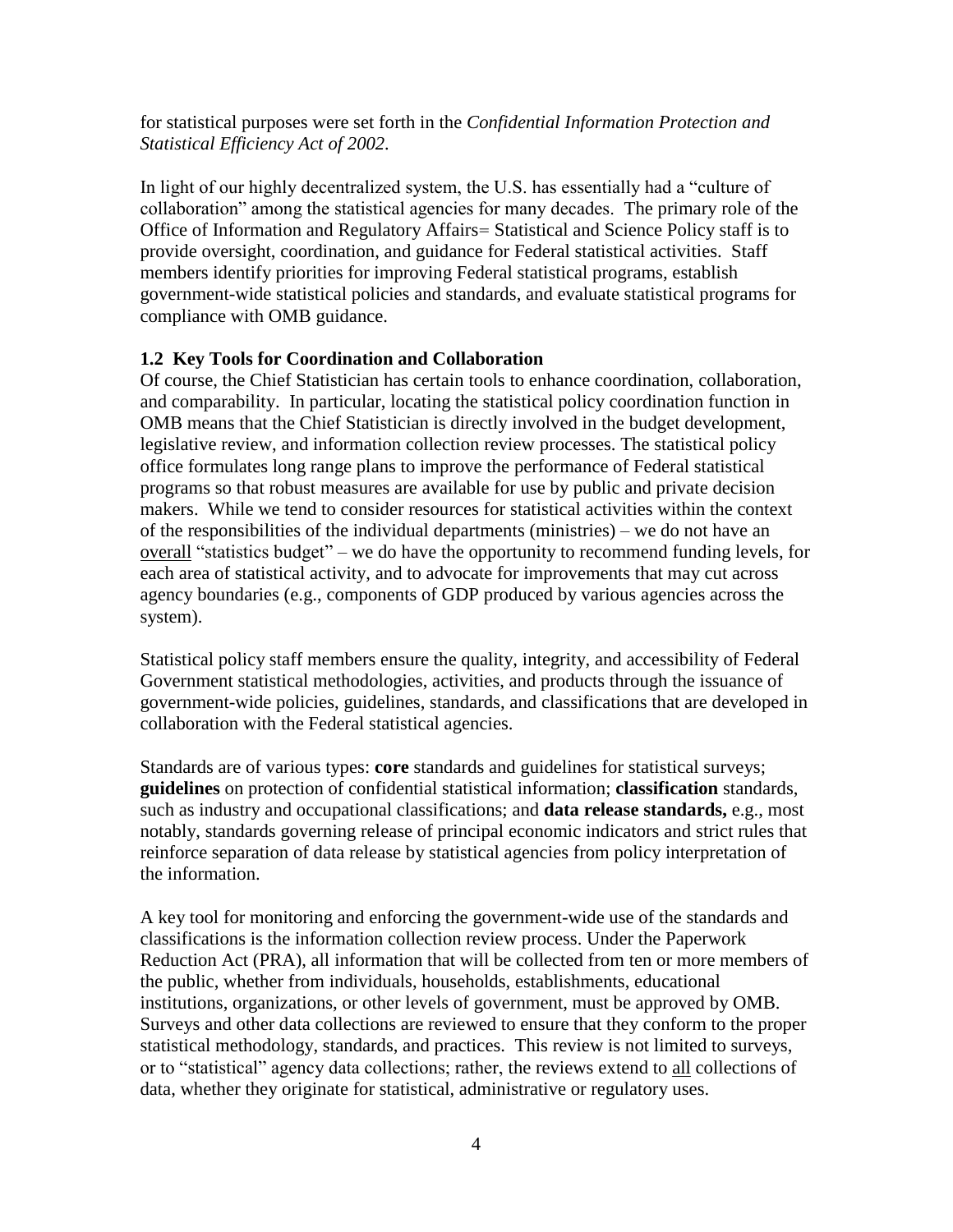for statistical purposes were set forth in the *Confidential Information Protection and Statistical Efficiency Act of 2002*.

In light of our highly decentralized system, the U.S. has essentially had a "culture of collaboration" among the statistical agencies for many decades. The primary role of the Office of Information and Regulatory Affairs= Statistical and Science Policy staff is to provide oversight, coordination, and guidance for Federal statistical activities. Staff members identify priorities for improving Federal statistical programs, establish government-wide statistical policies and standards, and evaluate statistical programs for compliance with OMB guidance.

### 1.2 Key Tools for Coordination and Collaboration

Of course, the Chief Statistician has certain tools to enhance coordination, collaboration, and comparability. In particular, locating the statistical policy coordination function in OMB means that the Chief Statistician is directly involved in the budget development, legislative review, and information collection review processes. The statistical policy office formulates long range plans to improve the performance of Federal statistical programs so that robust measures are available for use by public and private decision makers. While we tend to consider resources for statistical activities within the context of the responsibilities of the individual departments (ministries) – we do not have an overall "statistics budget" – we do have the opportunity to recommend funding levels, for each area of statistical activity, and to advocate for improvements that may cut across agency boundaries (e.g., components of GDP produced by various agencies across the system).

Statistical policy staff members ensure the quality, integrity, and accessibility of Federal Government statistical methodologies, activities, and products through the issuance of government-wide policies, guidelines, standards, and classifications that are developed in collaboration with the Federal statistical agencies.

Standards are of various types: **core** standards and guidelines for statistical surveys; **guidelines** on protection of confidential statistical information; **classification** standards, such as industry and occupational classifications; and **data release standards,** e.g., most notably, standards governing release of principal economic indicators and strict rules that reinforce separation of data release by statistical agencies from policy interpretation of the information.

A key tool for monitoring and enforcing the government-wide use of the standards and classifications is the information collection review process. Under the Paperwork Reduction Act (PRA), all information that will be collected from ten or more members of the public, whether from individuals, households, establishments, educational institutions, organizations, or other levels of government, must be approved by OMB. Surveys and other data collections are reviewed to ensure that they conform to the proper statistical methodology, standards, and practices. This review is not limited to surveys, or to "statistical" agency data collections; rather, the reviews extend to all collections of data, whether they originate for statistical, administrative or regulatory uses.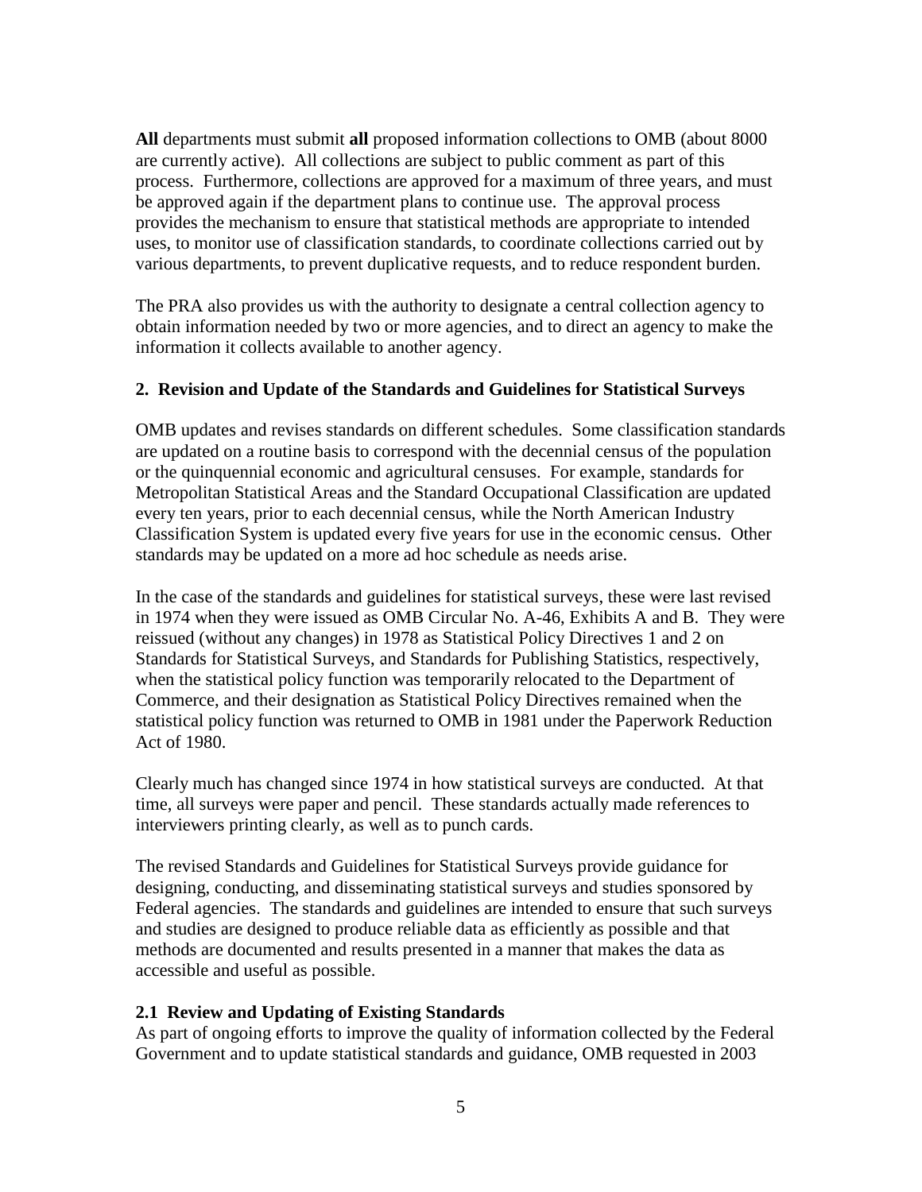**All** departments must submit **all** proposed information collections to OMB (about 8000 are currently active). All collections are subject to public comment as part of this process. Furthermore, collections are approved for a maximum of three years, and must be approved again if the department plans to continue use. The approval process provides the mechanism to ensure that statistical methods are appropriate to intended uses, to monitor use of classification standards, to coordinate collections carried out by various departments, to prevent duplicative requests, and to reduce respondent burden.

The PRA also provides us with the authority to designate a central collection agency to obtain information needed by two or more agencies, and to direct an agency to make the information it collects available to another agency.

### 2. Revision and Update of the Standards and Guidelines for Statistical Surveys

OMB updates and revises standards on different schedules. Some classification standards are updated on a routine basis to correspond with the decennial census of the population or the quinquennial economic and agricultural censuses. For example, standards for Metropolitan Statistical Areas and the Standard Occupational Classification are updated every ten years, prior to each decennial census, while the North American Industry Classification System is updated every five years for use in the economic census. Other standards may be updated on a more ad hoc schedule as needs arise.

In the case of the standards and guidelines for statistical surveys, these were last revised in 1974 when they were issued as OMB Circular No. A-46, Exhibits A and B. They were reissued (without any changes) in 1978 as Statistical Policy Directives 1 and 2 on Standards for Statistical Surveys, and Standards for Publishing Statistics, respectively, when the statistical policy function was temporarily relocated to the Department of Commerce, and their designation as Statistical Policy Directives remained when the statistical policy function was returned to OMB in 1981 under the Paperwork Reduction Act of 1980.

Clearly much has changed since 1974 in how statistical surveys are conducted. At that time, all surveys were paper and pencil. These standards actually made references to interviewers printing clearly, as well as to punch cards.

The revised Standards and Guidelines for Statistical Surveys provide guidance for designing, conducting, and disseminating statistical surveys and studies sponsored by Federal agencies. The standards and guidelines are intended to ensure that such surveys and studies are designed to produce reliable data as efficiently as possible and that methods are documented and results presented in a manner that makes the data as accessible and useful as possible.

#### 2.1 Review and Updating of Existing Standards

As part of ongoing efforts to improve the quality of information collected by the Federal Government and to update statistical standards and guidance, OMB requested in 2003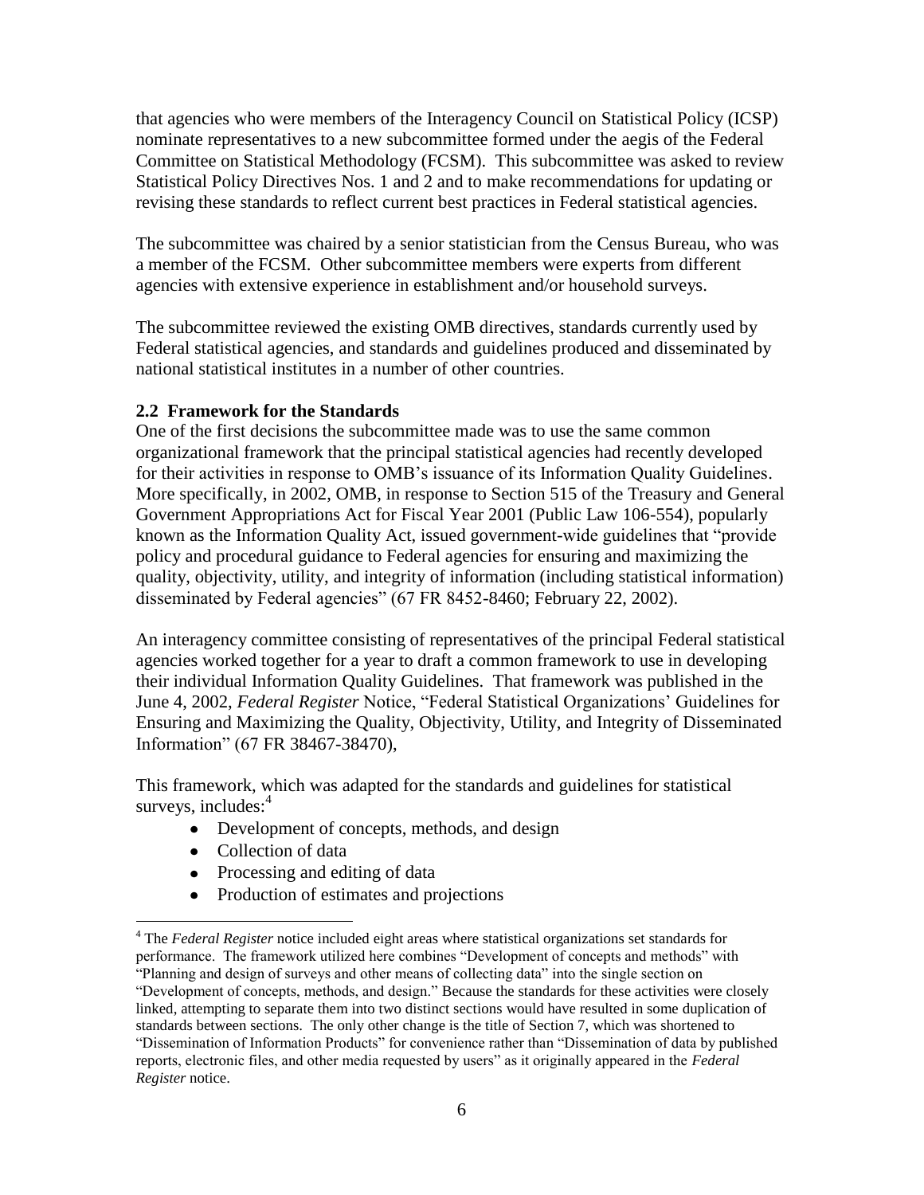that agencies who were members of the Interagency Council on Statistical Policy (ICSP) nominate representatives to a new subcommittee formed under the aegis of the Federal Committee on Statistical Methodology (FCSM). This subcommittee was asked to review Statistical Policy Directives Nos. 1 and 2 and to make recommendations for updating or revising these standards to reflect current best practices in Federal statistical agencies.

The subcommittee was chaired by a senior statistician from the Census Bureau, who was a member of the FCSM. Other subcommittee members were experts from different agencies with extensive experience in establishment and/or household surveys.

The subcommittee reviewed the existing OMB directives, standards currently used by Federal statistical agencies, and standards and guidelines produced and disseminated by national statistical institutes in a number of other countries.

### 2.2 Framework for the Standards

One of the first decisions the subcommittee made was to use the same common organizational framework that the principal statistical agencies had recently developed for their activities in response to OMB's issuance of its Information Quality Guidelines. More specifically, in 2002, OMB, in response to Section 515 of the Treasury and General Government Appropriations Act for Fiscal Year 2001 (Public Law 106-554), popularly known as the Information Quality Act, issued government-wide guidelines that "provide policy and procedural guidance to Federal agencies for ensuring and maximizing the quality, objectivity, utility, and integrity of information (including statistical information) disseminated by Federal agencies" (67 FR 8452-8460; February 22, 2002).

An interagency committee consisting of representatives of the principal Federal statistical agencies worked together for a year to draft a common framework to use in developing their individual Information Quality Guidelines. That framework was published in the June 4, 2002, *Federal Register* Notice, "Federal Statistical Organizations' Guidelines for Ensuring and Maximizing the Quality, Objectivity, Utility, and Integrity of Disseminated Information" (67 FR 38467-38470),

This framework, which was adapted for the standards and guidelines for statistical surveys, includes:[4]

- Development of concepts, methods, and design
- Collection of data
- Processing and editing of data
- Production of estimates and projections

[4] The *Federal Register* notice included eight areas where statistical organizations set standards for performance. The framework utilized here combines "Development of concepts and methods" with "Planning and design of surveys and other means of collecting data" into the single section on "Development of concepts, methods, and design." Because the standards for these activities were closely linked, attempting to separate them into two distinct sections would have resulted in some duplication of standards between sections. The only other change is the title of Section 7, which was shortened to "Dissemination of Information Products" for convenience rather than "Dissemination of data by published reports, electronic files, and other media requested by users" as it originally appeared in the *Federal Register* notice.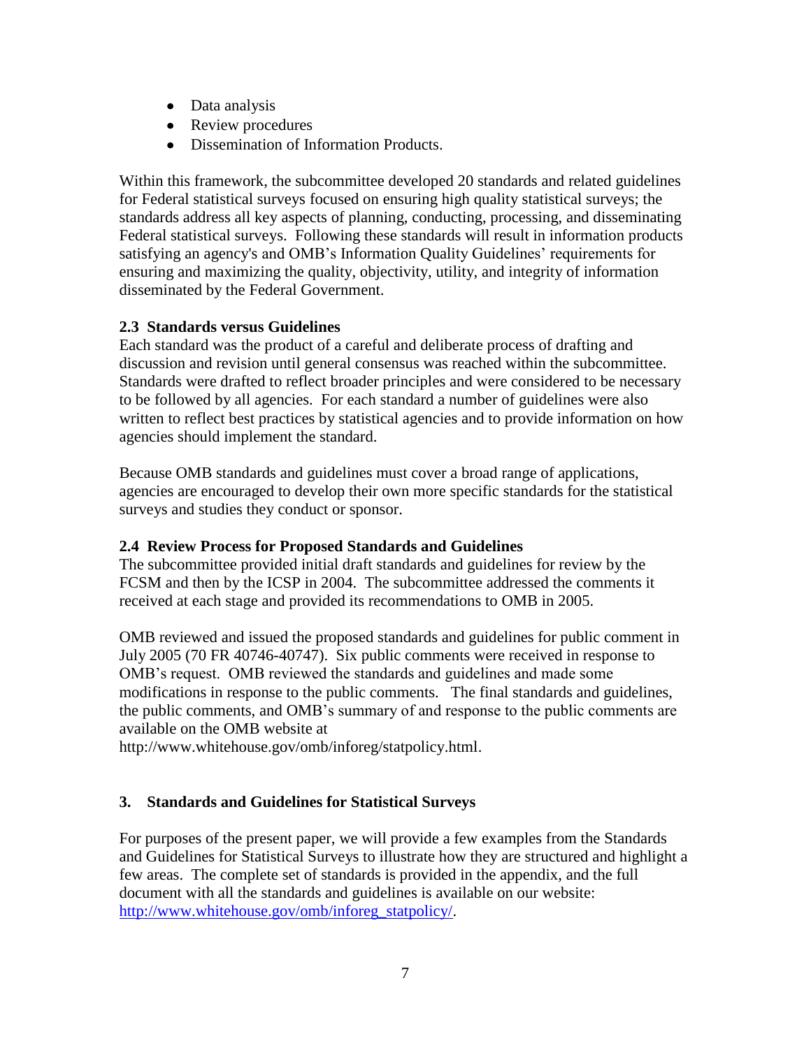- Data analysis
- Review procedures
- Dissemination of Information Products.

Within this framework, the subcommittee developed 20 standards and related guidelines for Federal statistical surveys focused on ensuring high quality statistical surveys; the standards address all key aspects of planning, conducting, processing, and disseminating Federal statistical surveys. Following these standards will result in information products satisfying an agency's and OMB's Information Quality Guidelines' requirements for ensuring and maximizing the quality, objectivity, utility, and integrity of information disseminated by the Federal Government.

### 2.3 Standards versus Guidelines

Each standard was the product of a careful and deliberate process of drafting and discussion and revision until general consensus was reached within the subcommittee. Standards were drafted to reflect broader principles and were considered to be necessary to be followed by all agencies. For each standard a number of guidelines were also written to reflect best practices by statistical agencies and to provide information on how agencies should implement the standard.

Because OMB standards and guidelines must cover a broad range of applications, agencies are encouraged to develop their own more specific standards for the statistical surveys and studies they conduct or sponsor.

### 2.4 Review Process for Proposed Standards and Guidelines

The subcommittee provided initial draft standards and guidelines for review by the FCSM and then by the ICSP in 2004. The subcommittee addressed the comments it received at each stage and provided its recommendations to OMB in 2005.

OMB reviewed and issued the proposed standards and guidelines for public comment in July 2005 (70 FR 40746-40747). Six public comments were received in response to OMB's request. OMB reviewed the standards and guidelines and made some modifications in response to the public comments. The final standards and guidelines, the public comments, and OMB's summary of and response to the public comments are available on the OMB website at http://www.whitehouse.gov/omb/inforeg/statpolicy.html.

## 3. Standards and Guidelines for Statistical Surveys

For purposes of the present paper, we will provide a few examples from the Standards and Guidelines for Statistical Surveys to illustrate how they are structured and highlight a few areas. The complete set of standards is provided in the appendix, and the full document with all the standards and guidelines is available on our website: [http://www.whitehouse.gov/omb/inforeg_statpolicy/](http://www.whitehouse.gov/omb/inforeg_statpolicy/).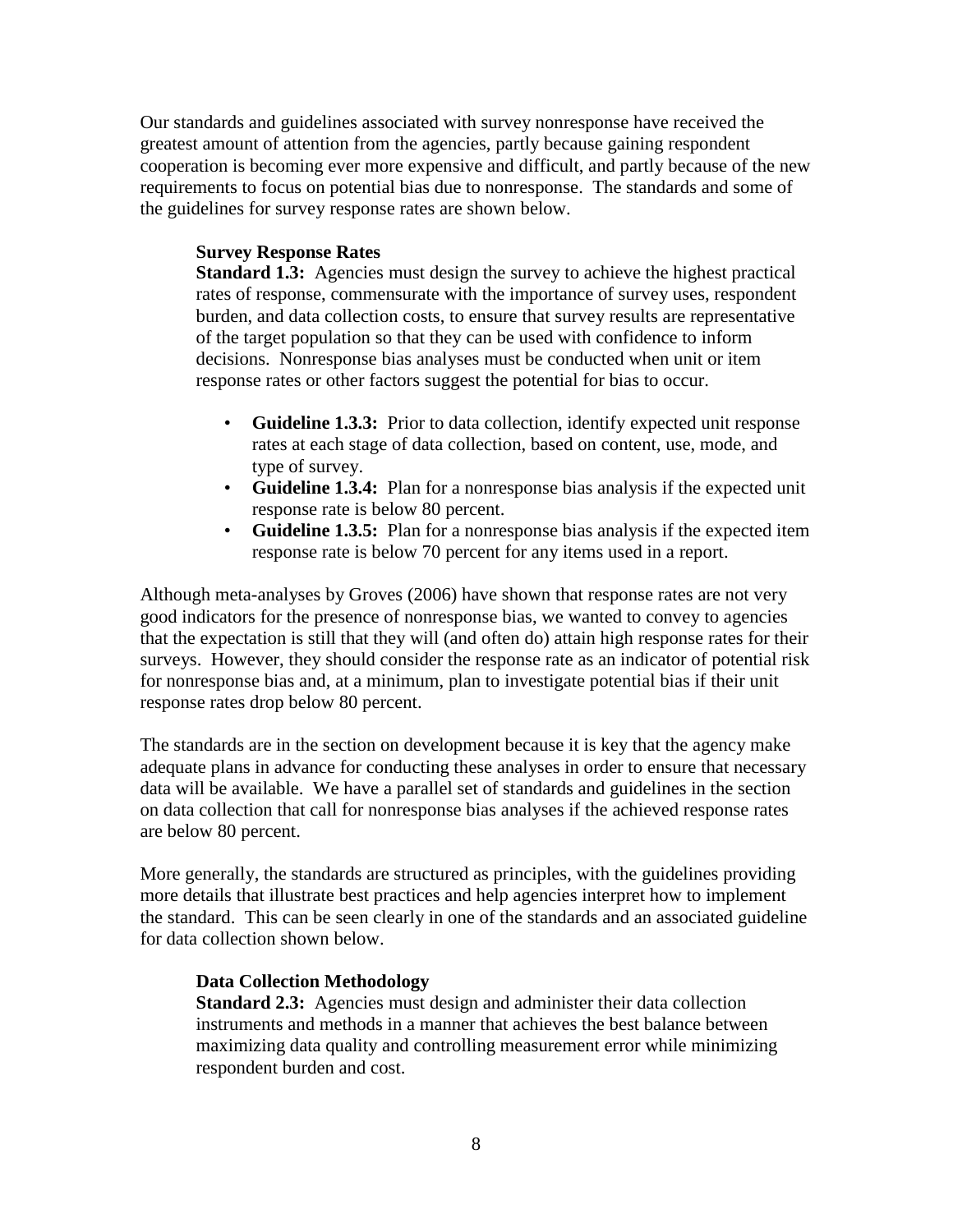Our standards and guidelines associated with survey nonresponse have received the greatest amount of attention from the agencies, partly because gaining respondent cooperation is becoming ever more expensive and difficult, and partly because of the new requirements to focus on potential bias due to nonresponse. The standards and some of the guidelines for survey response rates are shown below.

> **Survey Response Rates**
> **Standard 1.3:** Agencies must design the survey to achieve the highest practical rates of response, commensurate with the importance of survey uses, respondent burden, and data collection costs, to ensure that survey results are representative of the target population so that they can be used with confidence to inform decisions. Nonresponse bias analyses must be conducted when unit or item response rates or other factors suggest the potential for bias to occur.
>
> - **Guideline 1.3.3:** Prior to data collection, identify expected unit response rates at each stage of data collection, based on content, use, mode, and type of survey.
> - **Guideline 1.3.4:** Plan for a nonresponse bias analysis if the expected unit response rate is below 80 percent.
> - **Guideline 1.3.5:** Plan for a nonresponse bias analysis if the expected item response rate is below 70 percent for any items used in a report.

Although meta-analyses by Groves (2006) have shown that response rates are not very good indicators for the presence of nonresponse bias, we wanted to convey to agencies that the expectation is still that they will (and often do) attain high response rates for their surveys. However, they should consider the response rate as an indicator of potential risk for nonresponse bias and, at a minimum, plan to investigate potential bias if their unit response rates drop below 80 percent.

The standards are in the section on development because it is key that the agency make adequate plans in advance for conducting these analyses in order to ensure that necessary data will be available. We have a parallel set of standards and guidelines in the section on data collection that call for nonresponse bias analyses if the achieved response rates are below 80 percent.

More generally, the standards are structured as principles, with the guidelines providing more details that illustrate best practices and help agencies interpret how to implement the standard. This can be seen clearly in one of the standards and an associated guideline for data collection shown below.

> **Data Collection Methodology**
> **Standard 2.3:** Agencies must design and administer their data collection instruments and methods in a manner that achieves the best balance between maximizing data quality and controlling measurement error while minimizing respondent burden and cost.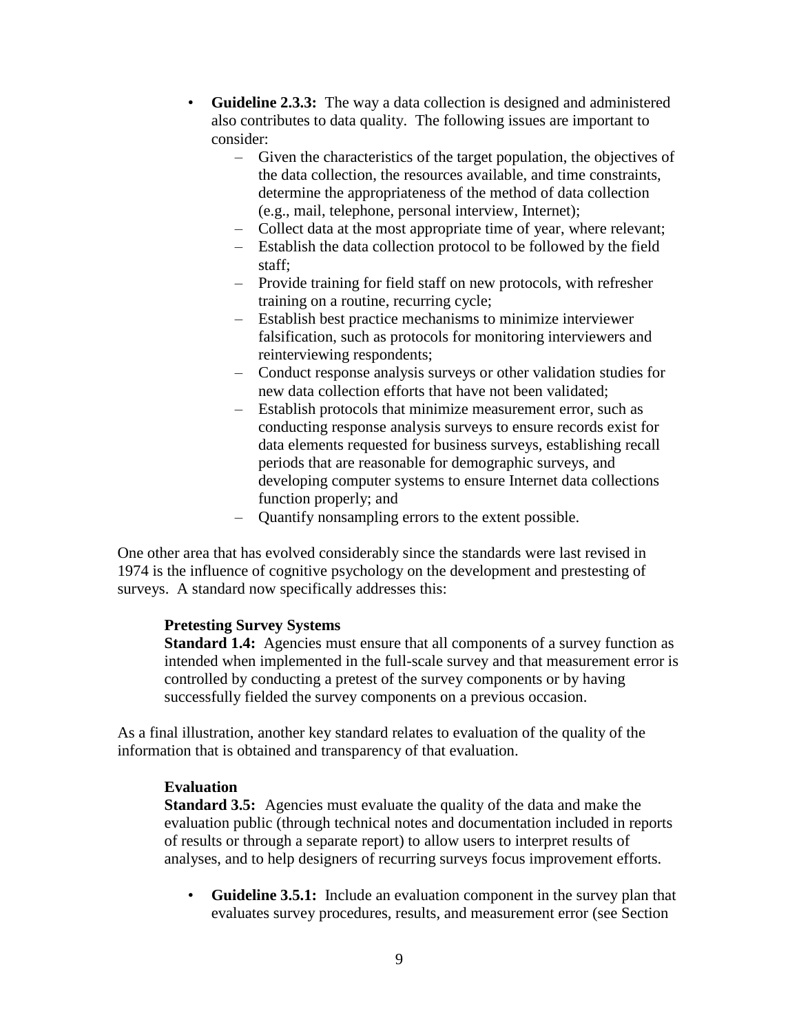- **Guideline 2.3.3:** The way a data collection is designed and administered also contributes to data quality. The following issues are important to consider:
  - Given the characteristics of the target population, the objectives of the data collection, the resources available, and time constraints, determine the appropriateness of the method of data collection (e.g., mail, telephone, personal interview, Internet);
  - Collect data at the most appropriate time of year, where relevant;
  - Establish the data collection protocol to be followed by the field staff;
  - Provide training for field staff on new protocols, with refresher training on a routine, recurring cycle;
  - Establish best practice mechanisms to minimize interviewer falsification, such as protocols for monitoring interviewers and reinterviewing respondents;
  - Conduct response analysis surveys or other validation studies for new data collection efforts that have not been validated;
  - Establish protocols that minimize measurement error, such as conducting response analysis surveys to ensure records exist for data elements requested for business surveys, establishing recall periods that are reasonable for demographic surveys, and developing computer systems to ensure Internet data collections function properly; and
  - Quantify nonsampling errors to the extent possible.

One other area that has evolved considerably since the standards were last revised in 1974 is the influence of cognitive psychology on the development and prestesting of surveys. A standard now specifically addresses this:

> **Pretesting Survey Systems**
> **Standard 1.4:** Agencies must ensure that all components of a survey function as intended when implemented in the full-scale survey and that measurement error is controlled by conducting a pretest of the survey components or by having successfully fielded the survey components on a previous occasion.

As a final illustration, another key standard relates to evaluation of the quality of the information that is obtained and transparency of that evaluation.

> **Evaluation**
> **Standard 3.5:** Agencies must evaluate the quality of the data and make the evaluation public (through technical notes and documentation included in reports of results or through a separate report) to allow users to interpret results of analyses, and to help designers of recurring surveys focus improvement efforts.

- **Guideline 3.5.1:** Include an evaluation component in the survey plan that evaluates survey procedures, results, and measurement error (see Section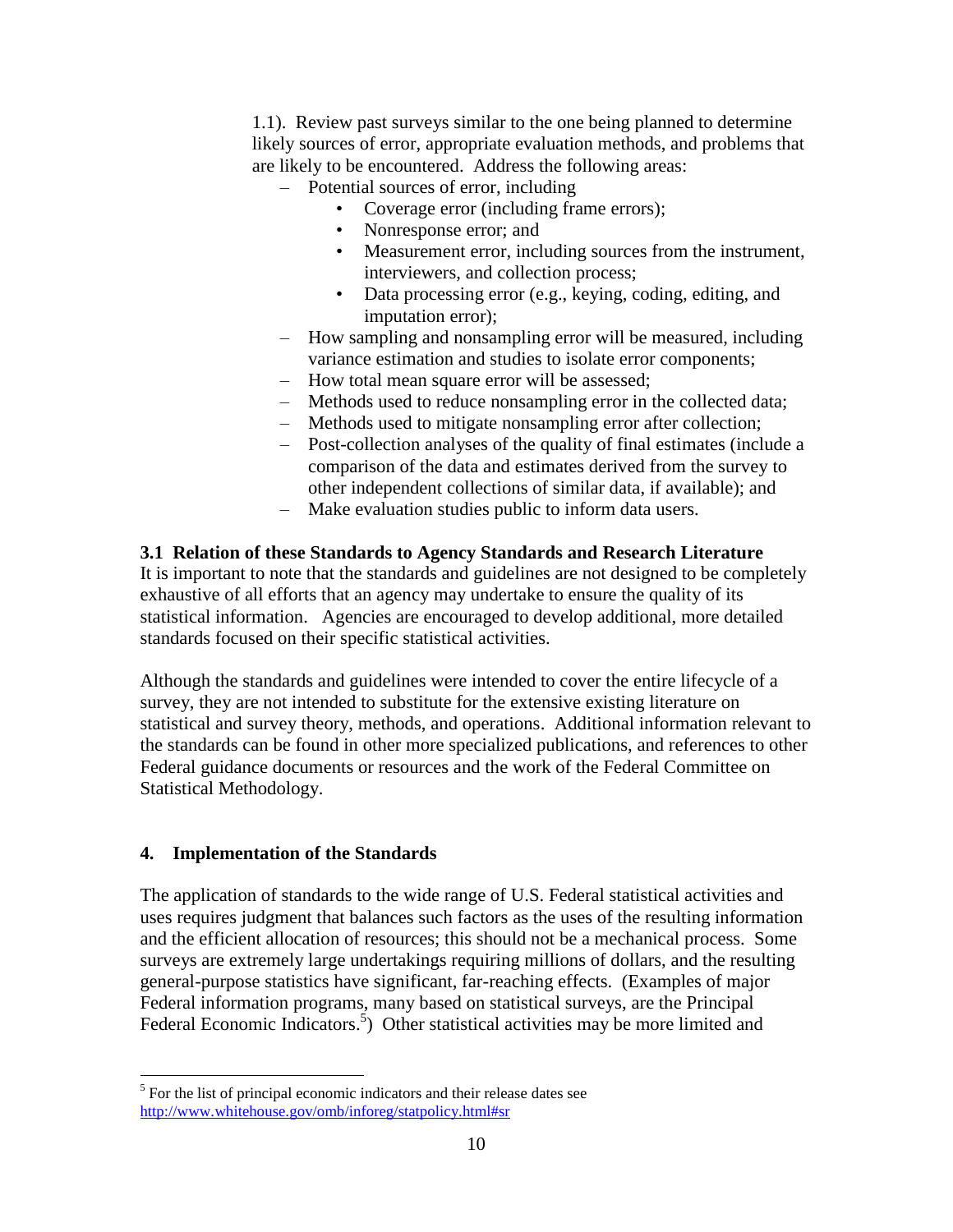1.1). Review past surveys similar to the one being planned to determine likely sources of error, appropriate evaluation methods, and problems that are likely to be encountered. Address the following areas:

- Potential sources of error, including
  - Coverage error (including frame errors);
  - Nonresponse error; and
  - Measurement error, including sources from the instrument, interviewers, and collection process;
  - Data processing error (e.g., keying, coding, editing, and imputation error);
- How sampling and nonsampling error will be measured, including variance estimation and studies to isolate error components;
- How total mean square error will be assessed;
- Methods used to reduce nonsampling error in the collected data;
- Methods used to mitigate nonsampling error after collection;
- Post-collection analyses of the quality of final estimates (include a comparison of the data and estimates derived from the survey to other independent collections of similar data, if available); and
- Make evaluation studies public to inform data users.

### 3.1 Relation of these Standards to Agency Standards and Research Literature

It is important to note that the standards and guidelines are not designed to be completely exhaustive of all efforts that an agency may undertake to ensure the quality of its statistical information. Agencies are encouraged to develop additional, more detailed standards focused on their specific statistical activities.

Although the standards and guidelines were intended to cover the entire lifecycle of a survey, they are not intended to substitute for the extensive existing literature on statistical and survey theory, methods, and operations. Additional information relevant to the standards can be found in other more specialized publications, and references to other Federal guidance documents or resources and the work of the Federal Committee on Statistical Methodology.

## 4. Implementation of the Standards

The application of standards to the wide range of U.S. Federal statistical activities and uses requires judgment that balances such factors as the uses of the resulting information and the efficient allocation of resources; this should not be a mechanical process. Some surveys are extremely large undertakings requiring millions of dollars, and the resulting general-purpose statistics have significant, far-reaching effects. (Examples of major Federal information programs, many based on statistical surveys, are the Principal Federal Economic Indicators.[5]) Other statistical activities may be more limited and

[5] For the list of principal economic indicators and their release dates see http://www.whitehouse.gov/omb/inforeg/statpolicy.html#sr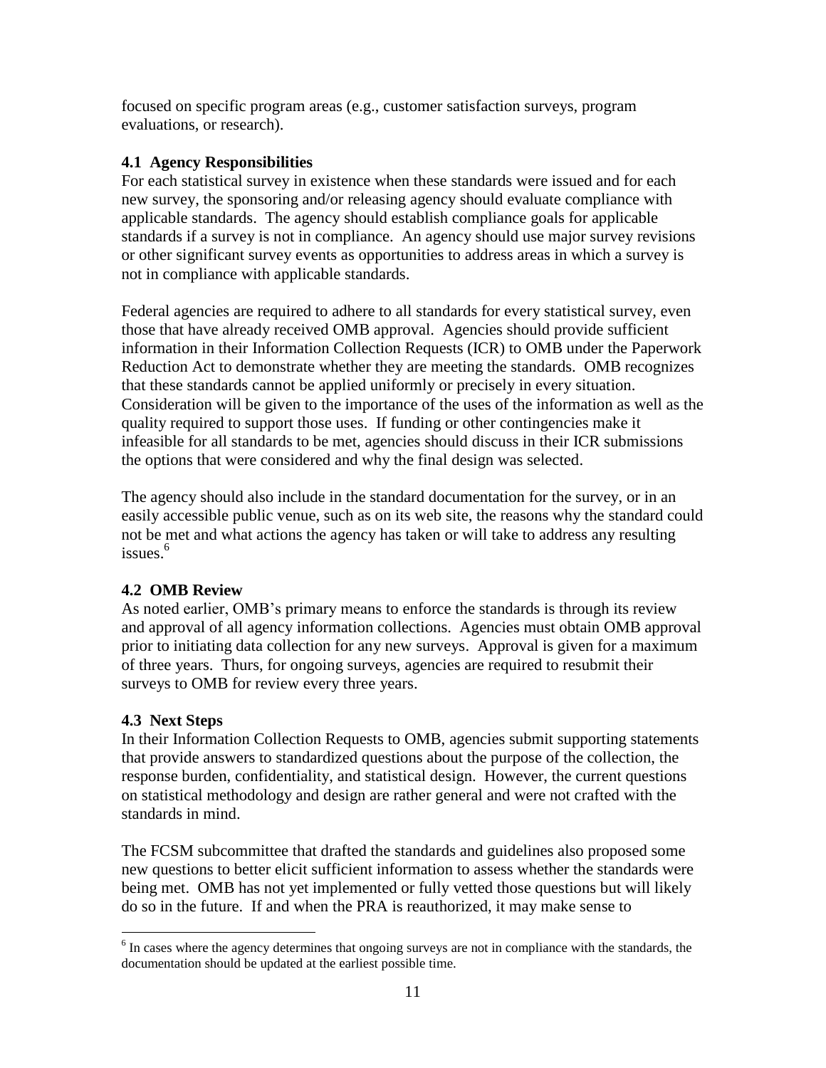focused on specific program areas (e.g., customer satisfaction surveys, program evaluations, or research).

### 4.1 Agency Responsibilities

For each statistical survey in existence when these standards were issued and for each new survey, the sponsoring and/or releasing agency should evaluate compliance with applicable standards. The agency should establish compliance goals for applicable standards if a survey is not in compliance. An agency should use major survey revisions or other significant survey events as opportunities to address areas in which a survey is not in compliance with applicable standards.

Federal agencies are required to adhere to all standards for every statistical survey, even those that have already received OMB approval. Agencies should provide sufficient information in their Information Collection Requests (ICR) to OMB under the Paperwork Reduction Act to demonstrate whether they are meeting the standards. OMB recognizes that these standards cannot be applied uniformly or precisely in every situation. Consideration will be given to the importance of the uses of the information as well as the quality required to support those uses. If funding or other contingencies make it infeasible for all standards to be met, agencies should discuss in their ICR submissions the options that were considered and why the final design was selected.

The agency should also include in the standard documentation for the survey, or in an easily accessible public venue, such as on its web site, the reasons why the standard could not be met and what actions the agency has taken or will take to address any resulting issues.[6]

### 4.2 OMB Review

As noted earlier, OMB's primary means to enforce the standards is through its review and approval of all agency information collections. Agencies must obtain OMB approval prior to initiating data collection for any new surveys. Approval is given for a maximum of three years. Thurs, for ongoing surveys, agencies are required to resubmit their surveys to OMB for review every three years.

### 4.3 Next Steps

In their Information Collection Requests to OMB, agencies submit supporting statements that provide answers to standardized questions about the purpose of the collection, the response burden, confidentiality, and statistical design. However, the current questions on statistical methodology and design are rather general and were not crafted with the standards in mind.

The FCSM subcommittee that drafted the standards and guidelines also proposed some new questions to better elicit sufficient information to assess whether the standards were being met. OMB has not yet implemented or fully vetted those questions but will likely do so in the future. If and when the PRA is reauthorized, it may make sense to

[6] In cases where the agency determines that ongoing surveys are not in compliance with the standards, the documentation should be updated at the earliest possible time.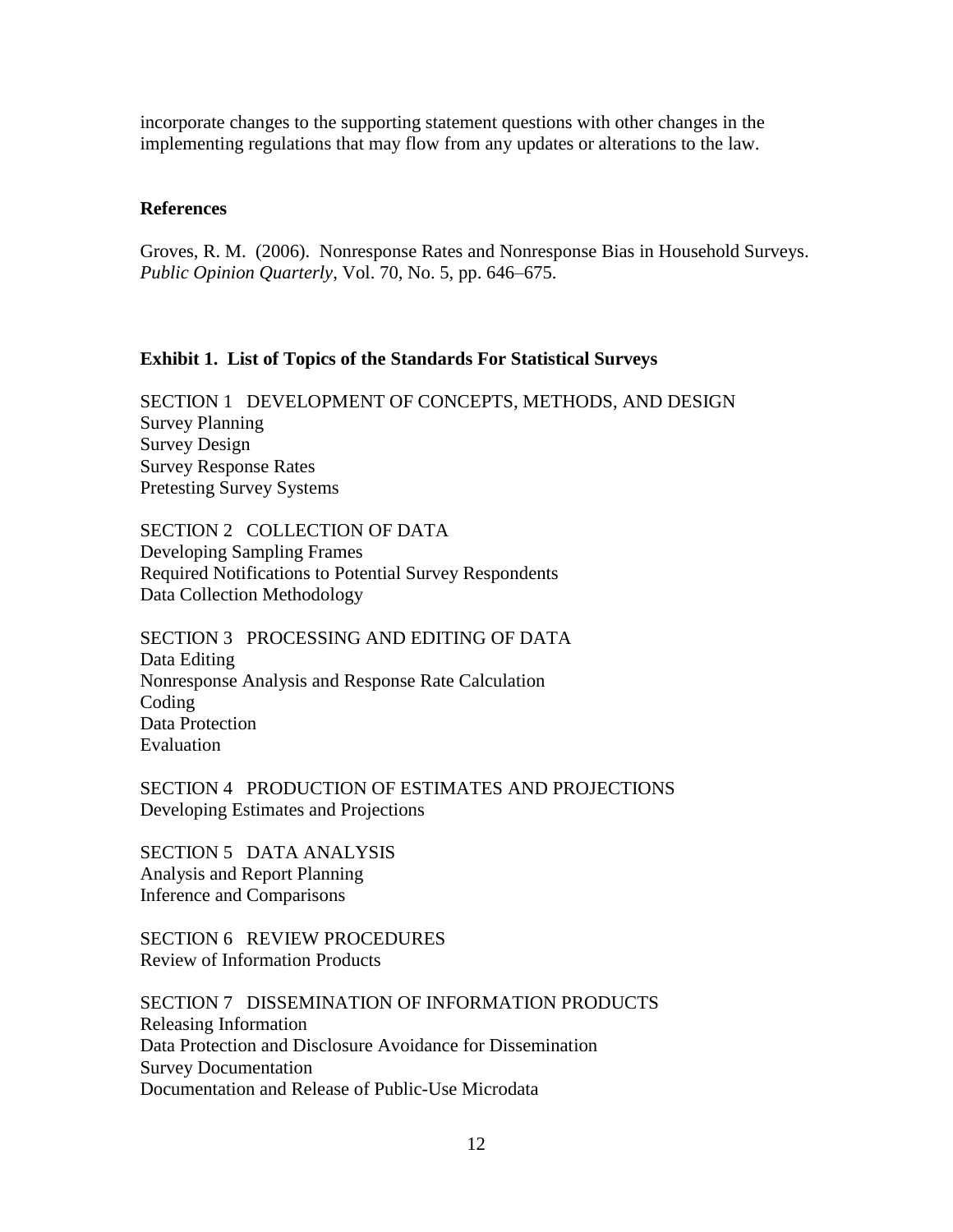incorporate changes to the supporting statement questions with other changes in the implementing regulations that may flow from any updates or alterations to the law.

**References**

Groves, R. M. (2006). Nonresponse Rates and Nonresponse Bias in Household Surveys. *Public Opinion Quarterly*, Vol. 70, No. 5, pp. 646–675.

**Exhibit 1. List of Topics of the Standards For Statistical Surveys**

SECTION 1 DEVELOPMENT OF CONCEPTS, METHODS, AND DESIGN
Survey Planning
Survey Design
Survey Response Rates
Pretesting Survey Systems

SECTION 2 COLLECTION OF DATA
Developing Sampling Frames
Required Notifications to Potential Survey Respondents
Data Collection Methodology

SECTION 3 PROCESSING AND EDITING OF DATA
Data Editing
Nonresponse Analysis and Response Rate Calculation
Coding
Data Protection
Evaluation

SECTION 4 PRODUCTION OF ESTIMATES AND PROJECTIONS
Developing Estimates and Projections

SECTION 5 DATA ANALYSIS
Analysis and Report Planning
Inference and Comparisons

SECTION 6 REVIEW PROCEDURES
Review of Information Products

SECTION 7 DISSEMINATION OF INFORMATION PRODUCTS
Releasing Information
Data Protection and Disclosure Avoidance for Dissemination
Survey Documentation
Documentation and Release of Public-Use Microdata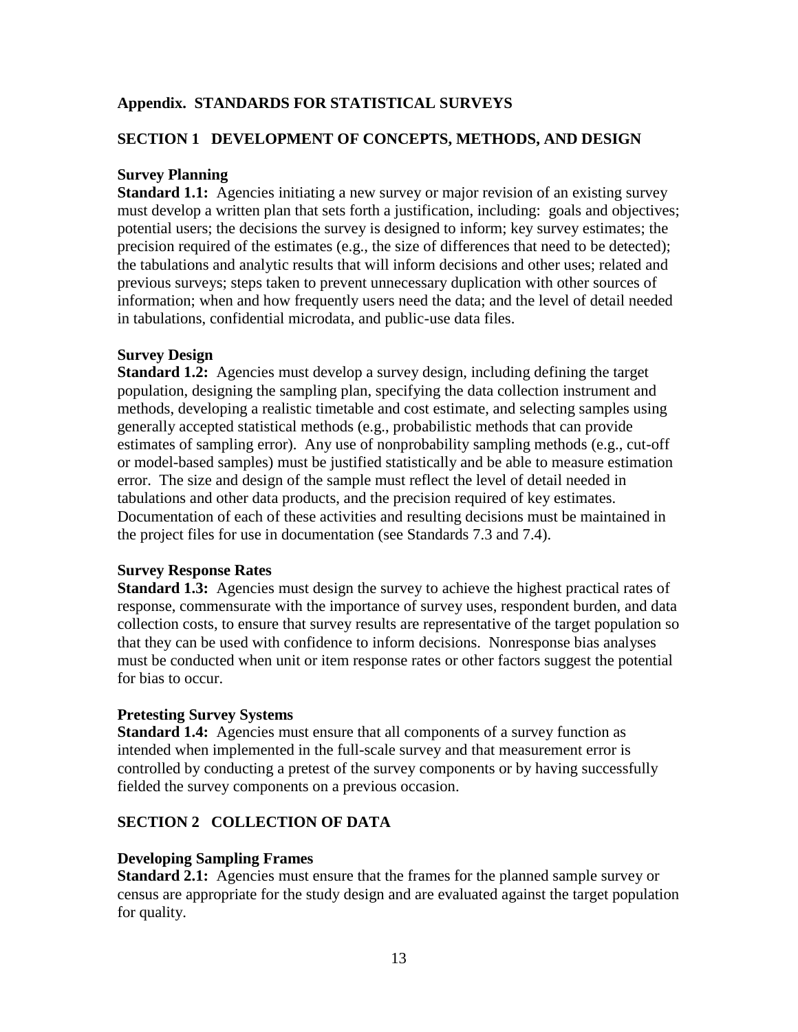## Appendix. STANDARDS FOR STATISTICAL SURVEYS

### SECTION 1 DEVELOPMENT OF CONCEPTS, METHODS, AND DESIGN

**Survey Planning**

**Standard 1.1:** Agencies initiating a new survey or major revision of an existing survey must develop a written plan that sets forth a justification, including: goals and objectives; potential users; the decisions the survey is designed to inform; key survey estimates; the precision required of the estimates (e.g., the size of differences that need to be detected); the tabulations and analytic results that will inform decisions and other uses; related and previous surveys; steps taken to prevent unnecessary duplication with other sources of information; when and how frequently users need the data; and the level of detail needed in tabulations, confidential microdata, and public-use data files.

**Survey Design**

**Standard 1.2:** Agencies must develop a survey design, including defining the target population, designing the sampling plan, specifying the data collection instrument and methods, developing a realistic timetable and cost estimate, and selecting samples using generally accepted statistical methods (e.g., probabilistic methods that can provide estimates of sampling error). Any use of nonprobability sampling methods (e.g., cut-off or model-based samples) must be justified statistically and be able to measure estimation error. The size and design of the sample must reflect the level of detail needed in tabulations and other data products, and the precision required of key estimates. Documentation of each of these activities and resulting decisions must be maintained in the project files for use in documentation (see Standards 7.3 and 7.4).

**Survey Response Rates**

**Standard 1.3:** Agencies must design the survey to achieve the highest practical rates of response, commensurate with the importance of survey uses, respondent burden, and data collection costs, to ensure that survey results are representative of the target population so that they can be used with confidence to inform decisions. Nonresponse bias analyses must be conducted when unit or item response rates or other factors suggest the potential for bias to occur.

**Pretesting Survey Systems**

**Standard 1.4:** Agencies must ensure that all components of a survey function as intended when implemented in the full-scale survey and that measurement error is controlled by conducting a pretest of the survey components or by having successfully fielded the survey components on a previous occasion.

### SECTION 2 COLLECTION OF DATA

**Developing Sampling Frames**

**Standard 2.1:** Agencies must ensure that the frames for the planned sample survey or census are appropriate for the study design and are evaluated against the target population for quality.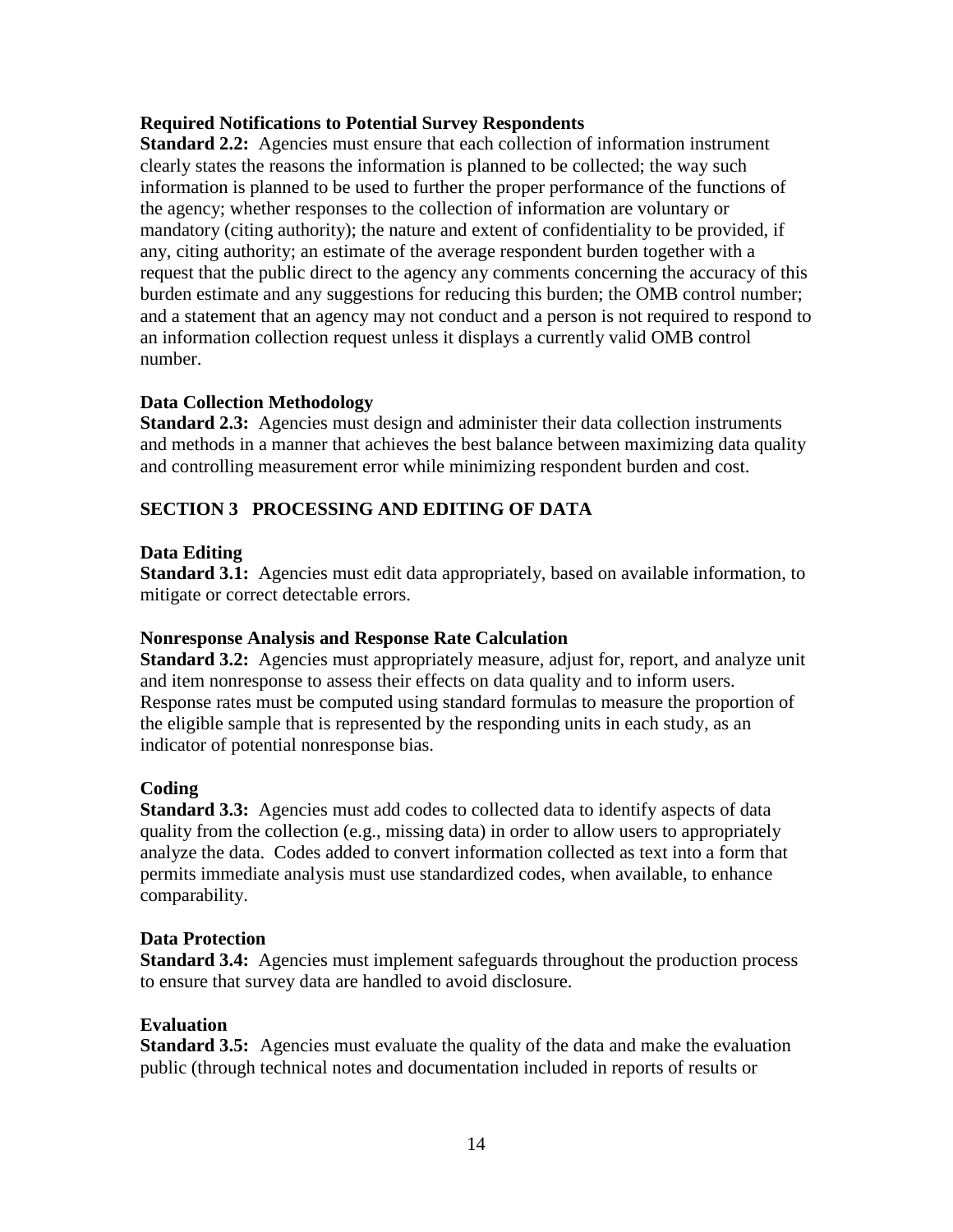**Required Notifications to Potential Survey Respondents**
**Standard 2.2:** Agencies must ensure that each collection of information instrument clearly states the reasons the information is planned to be collected; the way such information is planned to be used to further the proper performance of the functions of the agency; whether responses to the collection of information are voluntary or mandatory (citing authority); the nature and extent of confidentiality to be provided, if any, citing authority; an estimate of the average respondent burden together with a request that the public direct to the agency any comments concerning the accuracy of this burden estimate and any suggestions for reducing this burden; the OMB control number; and a statement that an agency may not conduct and a person is not required to respond to an information collection request unless it displays a currently valid OMB control number.

**Data Collection Methodology**
**Standard 2.3:** Agencies must design and administer their data collection instruments and methods in a manner that achieves the best balance between maximizing data quality and controlling measurement error while minimizing respondent burden and cost.

## SECTION 3 PROCESSING AND EDITING OF DATA

**Data Editing**
**Standard 3.1:** Agencies must edit data appropriately, based on available information, to mitigate or correct detectable errors.

**Nonresponse Analysis and Response Rate Calculation**
**Standard 3.2:** Agencies must appropriately measure, adjust for, report, and analyze unit and item nonresponse to assess their effects on data quality and to inform users. Response rates must be computed using standard formulas to measure the proportion of the eligible sample that is represented by the responding units in each study, as an indicator of potential nonresponse bias.

**Coding**
**Standard 3.3:** Agencies must add codes to collected data to identify aspects of data quality from the collection (e.g., missing data) in order to allow users to appropriately analyze the data. Codes added to convert information collected as text into a form that permits immediate analysis must use standardized codes, when available, to enhance comparability.

**Data Protection**
**Standard 3.4:** Agencies must implement safeguards throughout the production process to ensure that survey data are handled to avoid disclosure.

**Evaluation**
**Standard 3.5:** Agencies must evaluate the quality of the data and make the evaluation public (through technical notes and documentation included in reports of results or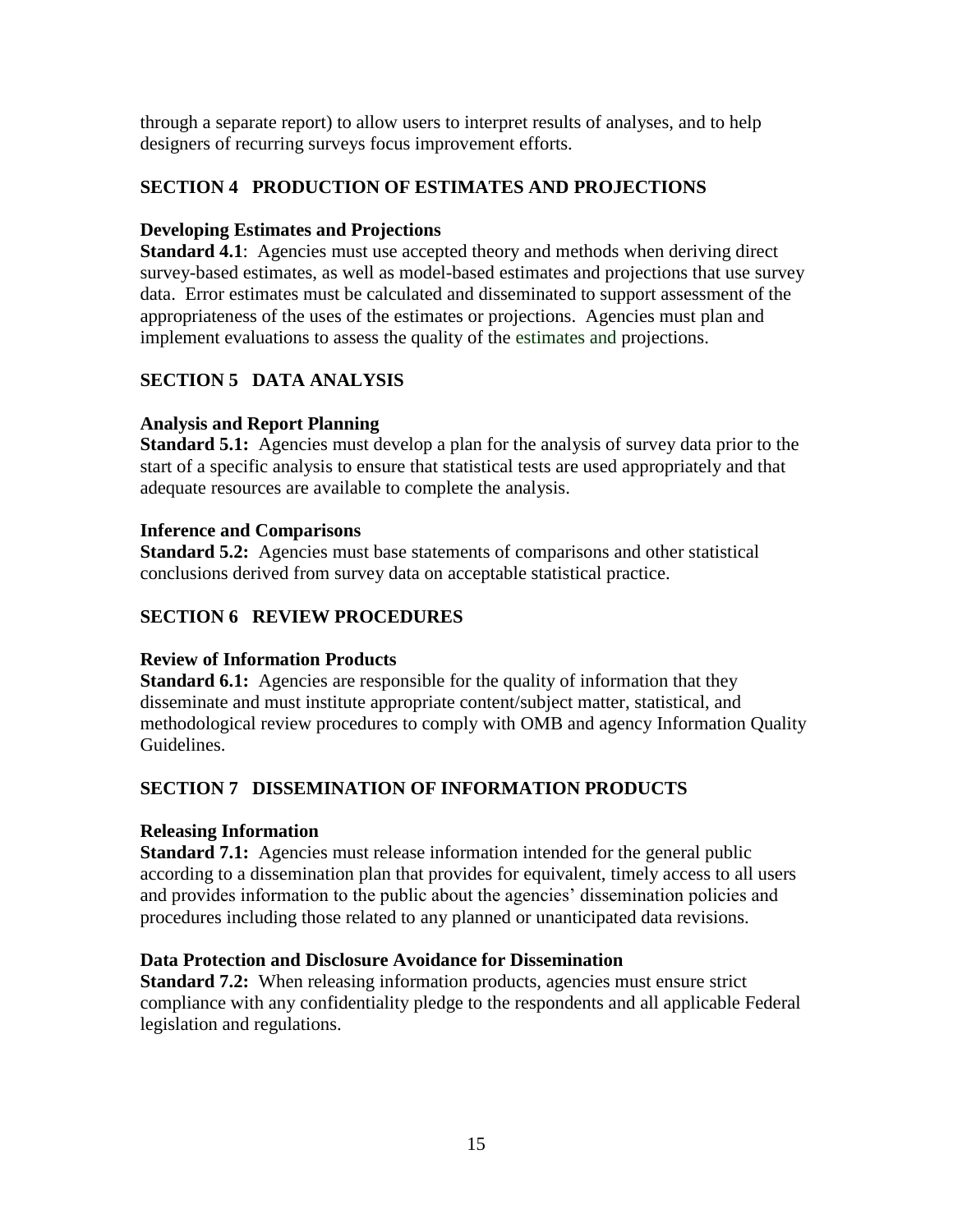through a separate report) to allow users to interpret results of analyses, and to help designers of recurring surveys focus improvement efforts.

## SECTION 4 PRODUCTION OF ESTIMATES AND PROJECTIONS

### Developing Estimates and Projections

**Standard 4.1**: Agencies must use accepted theory and methods when deriving direct survey-based estimates, as well as model-based estimates and projections that use survey data. Error estimates must be calculated and disseminated to support assessment of the appropriateness of the uses of the estimates or projections. Agencies must plan and implement evaluations to assess the quality of the estimates and projections.

## SECTION 5 DATA ANALYSIS

### Analysis and Report Planning

**Standard 5.1:** Agencies must develop a plan for the analysis of survey data prior to the start of a specific analysis to ensure that statistical tests are used appropriately and that adequate resources are available to complete the analysis.

### Inference and Comparisons

**Standard 5.2:** Agencies must base statements of comparisons and other statistical conclusions derived from survey data on acceptable statistical practice.

## SECTION 6 REVIEW PROCEDURES

### Review of Information Products

**Standard 6.1:** Agencies are responsible for the quality of information that they disseminate and must institute appropriate content/subject matter, statistical, and methodological review procedures to comply with OMB and agency Information Quality Guidelines.

## SECTION 7 DISSEMINATION OF INFORMATION PRODUCTS

### Releasing Information

**Standard 7.1:** Agencies must release information intended for the general public according to a dissemination plan that provides for equivalent, timely access to all users and provides information to the public about the agencies' dissemination policies and procedures including those related to any planned or unanticipated data revisions.

### Data Protection and Disclosure Avoidance for Dissemination

**Standard 7.2:** When releasing information products, agencies must ensure strict compliance with any confidentiality pledge to the respondents and all applicable Federal legislation and regulations.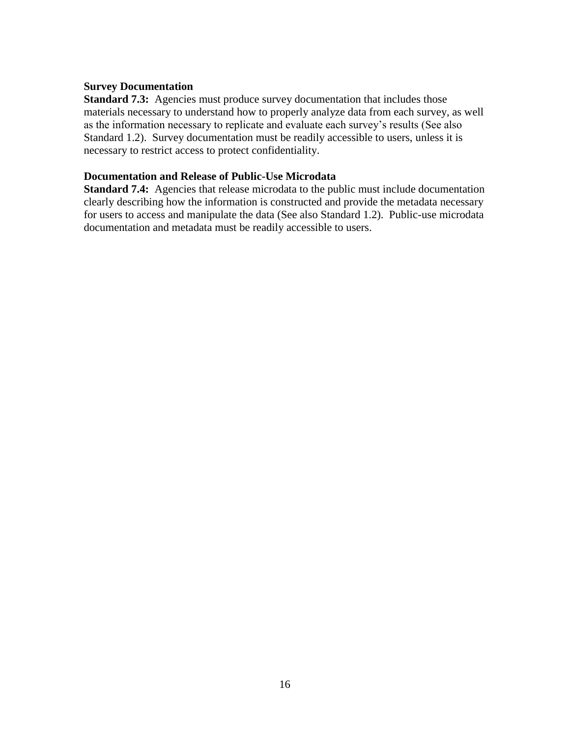**Survey Documentation**

**Standard 7.3:** Agencies must produce survey documentation that includes those materials necessary to understand how to properly analyze data from each survey, as well as the information necessary to replicate and evaluate each survey's results (See also Standard 1.2). Survey documentation must be readily accessible to users, unless it is necessary to restrict access to protect confidentiality.

**Documentation and Release of Public-Use Microdata**

**Standard 7.4:** Agencies that release microdata to the public must include documentation clearly describing how the information is constructed and provide the metadata necessary for users to access and manipulate the data (See also Standard 1.2). Public-use microdata documentation and metadata must be readily accessible to users.